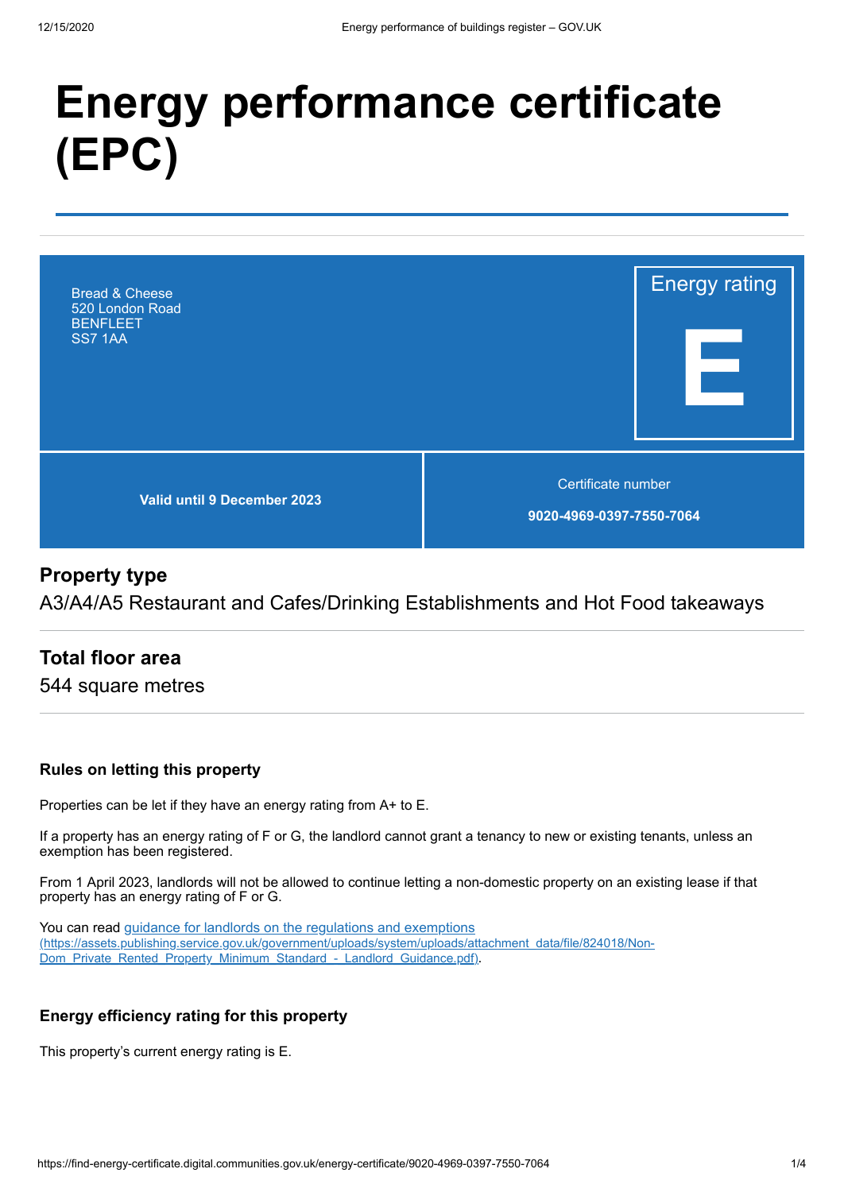# Energy performance certificate (EPC)

Bread & Cheese
520 London Road
BENFLEET
SS7 1AA

Energy rating

**E**

**Valid until 9 December 2023**

Certificate number

**9020-4969-0397-7550-7064**

## Property type

A3/A4/A5 Restaurant and Cafes/Drinking Establishments and Hot Food takeaways

## Total floor area

544 square metres

### Rules on letting this property

Properties can be let if they have an energy rating from A+ to E.

If a property has an energy rating of F or G, the landlord cannot grant a tenancy to new or existing tenants, unless an exemption has been registered.

From 1 April 2023, landlords will not be allowed to continue letting a non-domestic property on an existing lease if that property has an energy rating of F or G.

You can read [guidance for landlords on the regulations and exemptions (https://assets.publishing.service.gov.uk/government/uploads/system/uploads/attachment_data/file/824018/Non-Dom_Private_Rented_Property_Minimum_Standard_-_Landlord_Guidance.pdf)](https://assets.publishing.service.gov.uk/government/uploads/system/uploads/attachment_data/file/824018/Non-Dom_Private_Rented_Property_Minimum_Standard_-_Landlord_Guidance.pdf).

### Energy efficiency rating for this property

This property's current energy rating is E.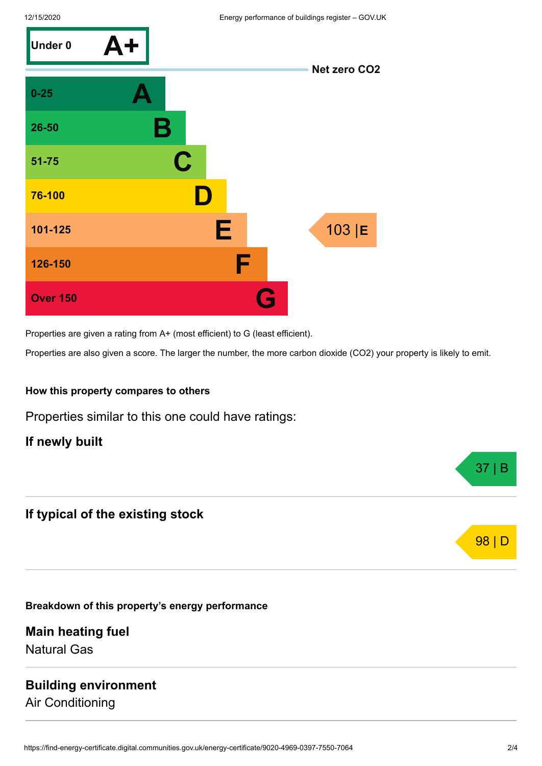| Score | Rating |
| --- | --- |
| Under 0 | A+ |
| Net zero $CO_2$ | |
| 0-25 | A |
| 26-50 | B |
| 51-75 | C |
| 76-100 | D |
| 101-125 | E |
| 126-150 | F |
| Over 150 | G |

This property's rating: **103 | E**

Properties are given a rating from A+ (most efficient) to G (least efficient).

Properties are also given a score. The larger the number, the more carbon dioxide ($CO_2$) your property is likely to emit.

## How this property compares to others

Properties similar to this one could have ratings:

### If newly built

37 | B

### If typical of the existing stock

98 | D

## Breakdown of this property's energy performance

### Main heating fuel

Natural Gas

### Building environment

Air Conditioning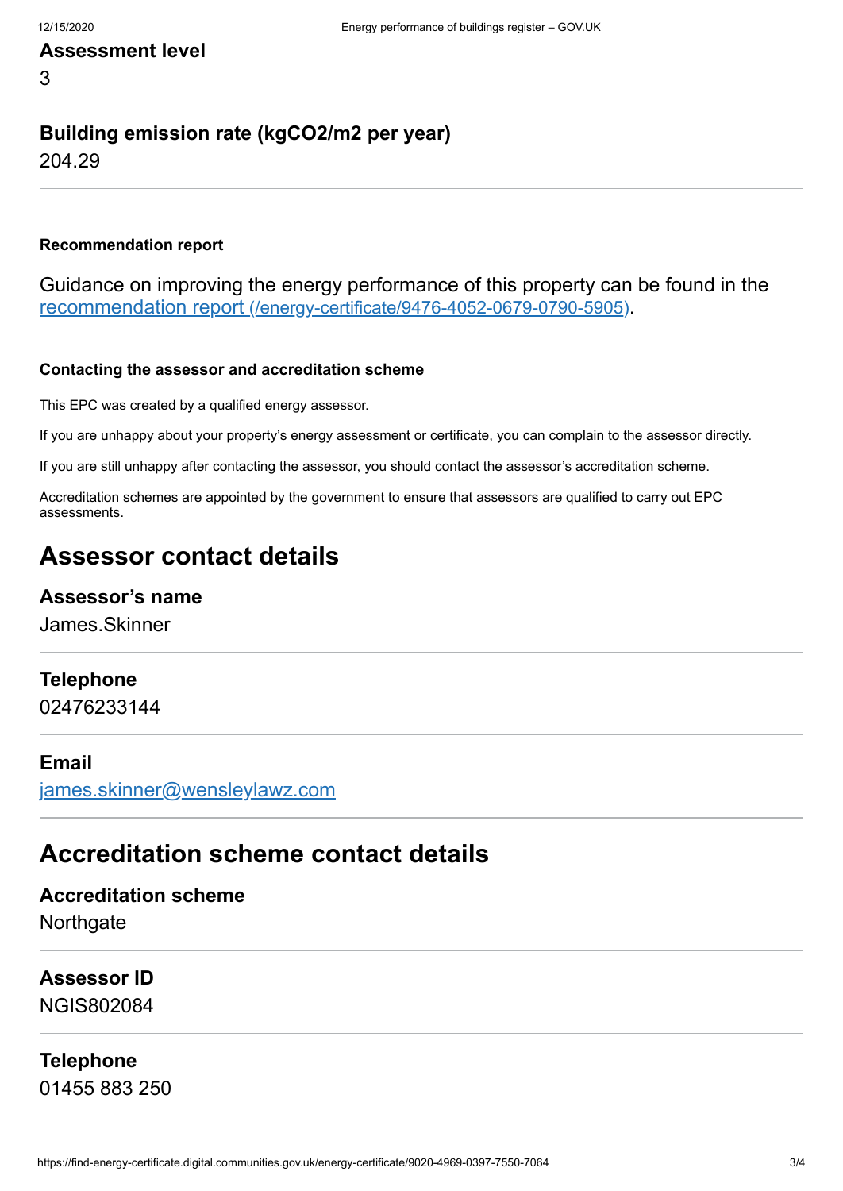### Assessment level

3

### Building emission rate (kgCO2/m2 per year)

204.29

#### Recommendation report

Guidance on improving the energy performance of this property can be found in the [recommendation report (/energy-certificate/9476-4052-0679-0790-5905)](/energy-certificate/9476-4052-0679-0790-5905).

#### Contacting the assessor and accreditation scheme

This EPC was created by a qualified energy assessor.

If you are unhappy about your property's energy assessment or certificate, you can complain to the assessor directly.

If you are still unhappy after contacting the assessor, you should contact the assessor's accreditation scheme.

Accreditation schemes are appointed by the government to ensure that assessors are qualified to carry out EPC assessments.

## Assessor contact details

### Assessor's name

James.Skinner

### Telephone

02476233144

### Email

[james.skinner@wensleylawz.com](mailto:james.skinner@wensleylawz.com)

## Accreditation scheme contact details

### Accreditation scheme

Northgate

### Assessor ID

NGIS802084

### Telephone

01455 883 250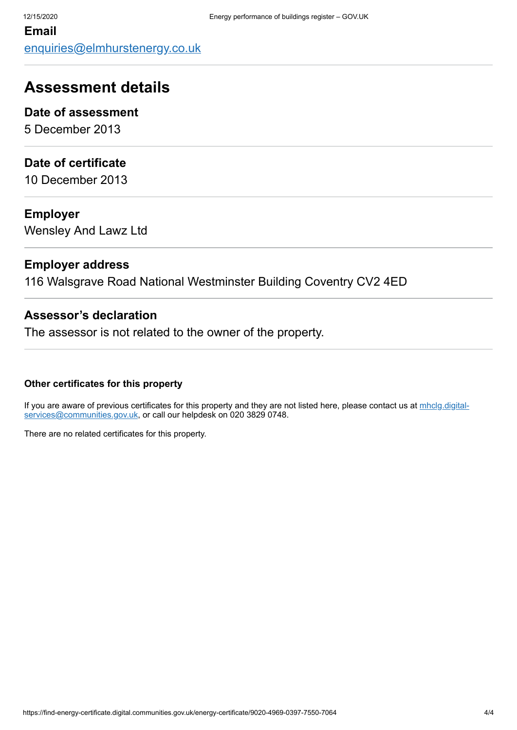**Email**

enquiries@elmhurstenergy.co.uk

## Assessment details

**Date of assessment**

5 December 2013

**Date of certificate**

10 December 2013

**Employer**

Wensley And Lawz Ltd

**Employer address**

116 Walsgrave Road National Westminster Building Coventry CV2 4ED

**Assessor's declaration**

The assessor is not related to the owner of the property.

#### Other certificates for this property

If you are aware of previous certificates for this property and they are not listed here, please contact us at mhclg.digital-services@communities.gov.uk, or call our helpdesk on 020 3829 0748.

There are no related certificates for this property.